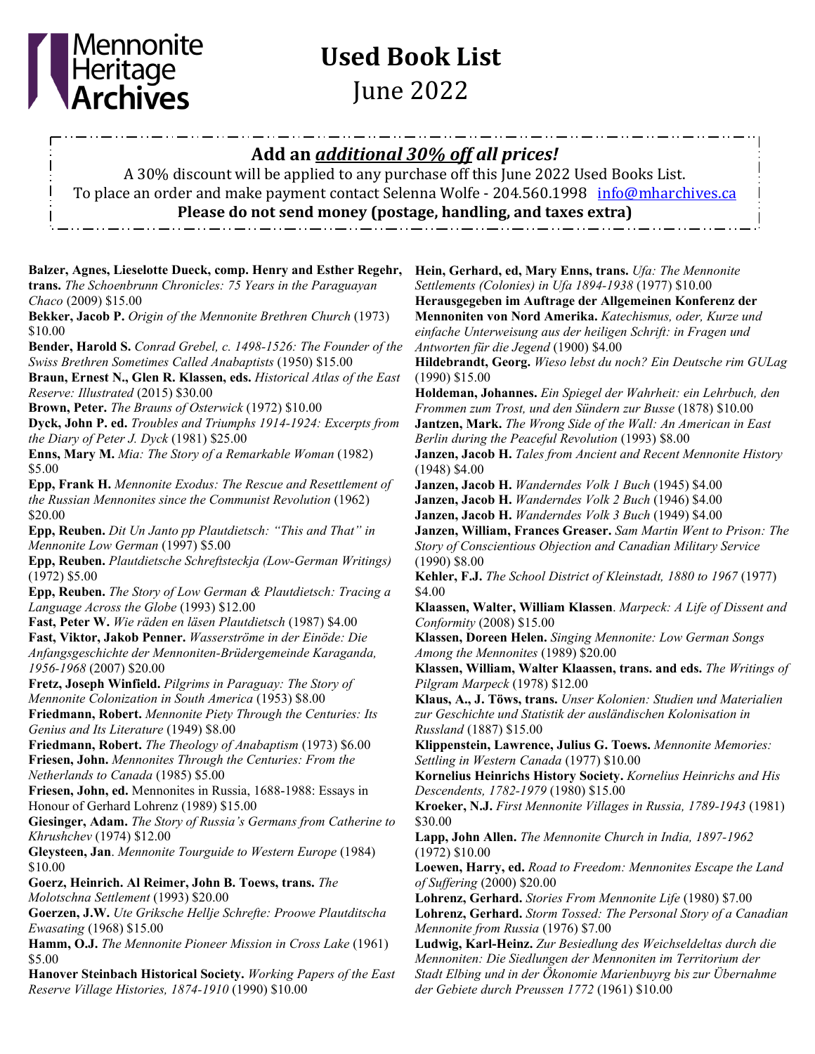Mennonite Heritage Archives

# Used Book List

## June 2022

**Add an *additional 30% off* all prices!**

A 30% discount will be applied to any purchase off this June 2022 Used Books List.
To place an order and make payment contact Selenna Wolfe - 204.560.1998 info@mharchives.ca

**Please do not send money (postage, handling, and taxes extra)**

**Balzer, Agnes, Lieselotte Dueck, comp. Henry and Esther Regehr, trans.** *The Schoenbrunn Chronicles: 75 Years in the Paraguayan Chaco* (2009) $15.00

**Bekker, Jacob P.** *Origin of the Mennonite Brethren Church* (1973) $10.00

**Bender, Harold S.** *Conrad Grebel, c. 1498-1526: The Founder of the Swiss Brethren Sometimes Called Anabaptists* (1950) $15.00

**Braun, Ernest N., Glen R. Klassen, eds.** *Historical Atlas of the East Reserve: Illustrated* (2015) $30.00

**Brown, Peter.** *The Brauns of Osterwick* (1972) $10.00

**Dyck, John P. ed.** *Troubles and Triumphs 1914-1924: Excerpts from the Diary of Peter J. Dyck* (1981) $25.00

**Enns, Mary M.** *Mia: The Story of a Remarkable Woman* (1982) $5.00

**Epp, Frank H.** *Mennonite Exodus: The Rescue and Resettlement of the Russian Mennonites since the Communist Revolution* (1962) $20.00

**Epp, Reuben.** *Dit Un Janto pp Plautdietsch: "This and That" in Mennonite Low German* (1997) $5.00

**Epp, Reuben.** *Plautdietsche Schreftsteckja (Low-German Writings)* (1972) $5.00

**Epp, Reuben.** *The Story of Low German & Plautdietsch: Tracing a Language Across the Globe* (1993) $12.00

**Fast, Peter W.** *Wie räden en läsen Plautdietsch* (1987) $4.00

**Fast, Viktor, Jakob Penner.** *Wasserströme in der Einöde: Die Anfangsgeschichte der Mennoniten-Brüdergemeinde Karaganda, 1956-1968* (2007) $20.00

**Fretz, Joseph Winfield.** *Pilgrims in Paraguay: The Story of Mennonite Colonization in South America* (1953) $8.00

**Friedmann, Robert.** *Mennonite Piety Through the Centuries: Its Genius and Its Literature* (1949) $8.00

**Friedmann, Robert.** *The Theology of Anabaptism* (1973) $6.00

**Friesen, John.** *Mennonites Through the Centuries: From the Netherlands to Canada* (1985) $5.00

**Friesen, John, ed.** Mennonites in Russia, 1688-1988: Essays in Honour of Gerhard Lohrenz (1989) $15.00

**Giesinger, Adam.** *The Story of Russia's Germans from Catherine to Khrushchev* (1974) $12.00

**Gleysteen, Jan**. *Mennonite Tourguide to Western Europe* (1984) $10.00

**Goerz, Heinrich. Al Reimer, John B. Toews, trans.** *The Molotschna Settlement* (1993) $20.00

**Goerzen, J.W.** *Ute Griksche Hellje Schrefte: Proowe Plautditscha Ewasating* (1968) $15.00

**Hamm, O.J.** *The Mennonite Pioneer Mission in Cross Lake* (1961) $5.00

**Hanover Steinbach Historical Society.** *Working Papers of the East Reserve Village Histories, 1874-1910* (1990) $10.00

**Hein, Gerhard, ed, Mary Enns, trans.** *Ufa: The Mennonite Settlements (Colonies) in Ufa 1894-1938* (1977) $10.00

**Herausgegeben im Auftrage der Allgemeinen Konferenz der Mennoniten von Nord Amerika.** *Katechismus, oder, Kurze und einfache Unterweisung aus der heiligen Schrift: in Fragen und Antworten für die Jegend* (1900) $4.00

**Hildebrandt, Georg.** *Wieso lebst du noch? Ein Deutsche rim GULag* (1990) $15.00

**Holdeman, Johannes.** *Ein Spiegel der Wahrheit: ein Lehrbuch, den Frommen zum Trost, und den Sündern zur Busse* (1878) $10.00

**Jantzen, Mark.** *The Wrong Side of the Wall: An American in East Berlin during the Peaceful Revolution* (1993) $8.00

**Janzen, Jacob H.** *Tales from Ancient and Recent Mennonite History* (1948) $4.00

**Janzen, Jacob H.** *Wanderndes Volk 1 Buch* (1945) $4.00

**Janzen, Jacob H.** *Wanderndes Volk 2 Buch* (1946) $4.00

**Janzen, Jacob H.** *Wanderndes Volk 3 Buch* (1949) $4.00

**Janzen, William, Frances Greaser.** *Sam Martin Went to Prison: The Story of Conscientious Objection and Canadian Military Service* (1990) $8.00

**Kehler, F.J.** *The School District of Kleinstadt, 1880 to 1967* (1977) $4.00

**Klaassen, Walter, William Klassen**. *Marpeck: A Life of Dissent and Conformity* (2008) $15.00

**Klassen, Doreen Helen.** *Singing Mennonite: Low German Songs Among the Mennonites* (1989) $20.00

**Klassen, William, Walter Klaassen, trans. and eds.** *The Writings of Pilgram Marpeck* (1978) $12.00

**Klaus, A., J. Töws, trans.** *Unser Kolonien: Studien und Materialien zur Geschichte und Statistik der ausländischen Kolonisation in Russland* (1887) $15.00

**Klippenstein, Lawrence, Julius G. Toews.** *Mennonite Memories: Settling in Western Canada* (1977) $10.00

**Kornelius Heinrichs History Society.** *Kornelius Heinrichs and His Descendents, 1782-1979* (1980) $15.00

**Kroeker, N.J.** *First Mennonite Villages in Russia, 1789-1943* (1981) $30.00

**Lapp, John Allen.** *The Mennonite Church in India, 1897-1962* (1972) $10.00

**Loewen, Harry, ed.** *Road to Freedom: Mennonites Escape the Land of Suffering* (2000) $20.00

**Lohrenz, Gerhard.** *Stories From Mennonite Life* (1980) $7.00

**Lohrenz, Gerhard.** *Storm Tossed: The Personal Story of a Canadian Mennonite from Russia* (1976) $7.00

**Ludwig, Karl-Heinz.** *Zur Besiedlung des Weichseldeltas durch die Mennoniten: Die Siedlungen der Mennoniten im Territorium der Stadt Elbing und in der Ökonomie Marienbuyrg bis zur Übernahme der Gebiete durch Preussen 1772* (1961) $10.00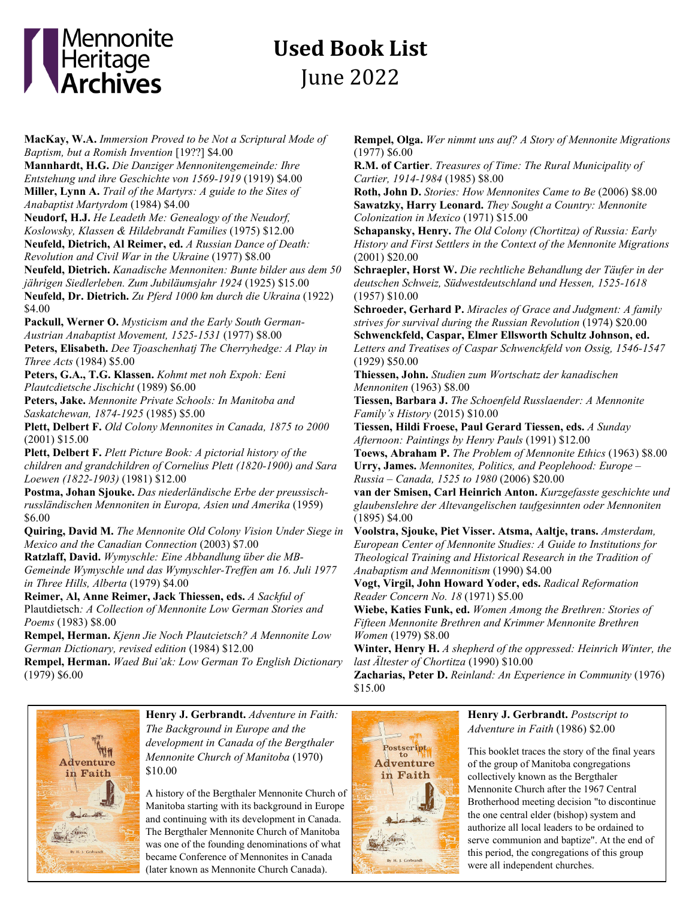# Used Book List
June 2022

**MacKay, W.A.** *Immersion Proved to be Not a Scriptural Mode of Baptism, but a Romish Invention* [19??] $4.00

**Mannhardt, H.G.** *Die Danziger Mennonitengemeinde: Ihre Entstehung und ihre Geschichte von 1569-1919* (1919) $4.00

**Miller, Lynn A.** *Trail of the Martyrs: A guide to the Sites of Anabaptist Martyrdom* (1984) $4.00

**Neudorf, H.J.** *He Leadeth Me: Genealogy of the Neudorf, Koslowsky, Klassen & Hildebrandt Families* (1975) $12.00

**Neufeld, Dietrich, Al Reimer, ed.** *A Russian Dance of Death: Revolution and Civil War in the Ukraine* (1977) $8.00

**Neufeld, Dietrich.** *Kanadische Mennoniten: Bunte bilder aus dem 50 jährigen Siedlerleben. Zum Jubiläumsjahr 1924* (1925) $15.00

**Neufeld, Dr. Dietrich.** *Zu Pferd 1000 km durch die Ukraina* (1922) $4.00

**Packull, Werner O.** *Mysticism and the Early South German-Austrian Anabaptist Movement, 1525-1531* (1977) $8.00

**Peters, Elisabeth.** *Dee Tjoaschenhatj The Cherryhedge: A Play in Three Acts* (1984) $5.00

**Peters, G.A., T.G. Klassen.** *Kohmt met noh Expoh: Eeni Plautcdietsche Jischicht* (1989) $6.00

**Peters, Jake.** *Mennonite Private Schools: In Manitoba and Saskatchewan, 1874-1925* (1985) $5.00

**Plett, Delbert F.** *Old Colony Mennonites in Canada, 1875 to 2000* (2001) $15.00

**Plett, Delbert F.** *Plett Picture Book: A pictorial history of the children and grandchildren of Cornelius Plett (1820-1900) and Sara Loewen (1822-1903)* (1981) $12.00

**Postma, Johan Sjouke.** *Das niederländische Erbe der preussisch-russländischen Mennoniten in Europa, Asien und Amerika* (1959) $6.00

**Quiring, David M.** *The Mennonite Old Colony Vision Under Siege in Mexico and the Canadian Connection* (2003) $7.00

**Ratzlaff, David.** *Wymyschle: Eine Abbandlung über die MB-Gemeinde Wymyschle und das Wymyschler-Treffen am 16. Juli 1977 in Three Hills, Alberta* (1979) $4.00

**Reimer, Al, Anne Reimer, Jack Thiessen, eds.** *A Sackful of* Plautdietsch*: A Collection of Mennonite Low German Stories and Poems* (1983) $8.00

**Rempel, Herman.** *Kjenn Jie Noch Plautcietsch? A Mennonite Low German Dictionary, revised edition* (1984) $12.00

**Rempel, Herman.** *Waed Bui'ak: Low German To English Dictionary* (1979) $6.00

**Rempel, Olga.** *Wer nimmt uns auf? A Story of Mennonite Migrations* (1977) $6.00

**R.M. of Cartier**. *Treasures of Time: The Rural Municipality of Cartier, 1914-1984* (1985) $8.00

**Roth, John D.** *Stories: How Mennonites Came to Be* (2006) $8.00

**Sawatzky, Harry Leonard.** *They Sought a Country: Mennonite Colonization in Mexico* (1971) $15.00

**Schapansky, Henry.** *The Old Colony (Chortitza) of Russia: Early History and First Settlers in the Context of the Mennonite Migrations* (2001) $20.00

**Schraepler, Horst W.** *Die rechtliche Behandlung der Täufer in der deutschen Schweiz, Südwestdeutschland und Hessen, 1525-1618* (1957) $10.00

**Schroeder, Gerhard P.** *Miracles of Grace and Judgment: A family strives for survival during the Russian Revolution* (1974) $20.00

**Schwenckfeld, Caspar, Elmer Ellsworth Schultz Johnson, ed.** *Letters and Treatises of Caspar Schwenckfeld von Ossig, 1546-1547* (1929) $50.00

**Thiessen, John.** *Studien zum Wortschatz der kanadischen Mennoniten* (1963) $8.00

**Tiessen, Barbara J.** *The Schoenfeld Russlaender: A Mennonite Family's History* (2015) $10.00

**Tiessen, Hildi Froese, Paul Gerard Tiessen, eds.** *A Sunday Afternoon: Paintings by Henry Pauls* (1991) $12.00

**Toews, Abraham P.** *The Problem of Mennonite Ethics* (1963) $8.00

**Urry, James.** *Mennonites, Politics, and Peoplehood: Europe – Russia – Canada, 1525 to 1980* (2006) $20.00

**van der Smisen, Carl Heinrich Anton.** *Kurzgefasste geschichte und glaubenslehre der Altevangelischen taufgesinnten oder Mennoniten* (1895) $4.00

**Voolstra, Sjouke, Piet Visser. Atsma, Aaltje, trans.** *Amsterdam, European Center of Mennonite Studies: A Guide to Institutions for Theological Training and Historical Research in the Tradition of Anabaptism and Mennonitism* (1990) $4.00

**Vogt, Virgil, John Howard Yoder, eds.** *Radical Reformation Reader Concern No. 18* (1971) $5.00

**Wiebe, Katies Funk, ed.** *Women Among the Brethren: Stories of Fifteen Mennonite Brethren and Krimmer Mennonite Brethren Women* (1979) $8.00

**Winter, Henry H.** *A shepherd of the oppressed: Heinrich Winter, the last Ältester of Chortitza* (1990) $10.00

**Zacharias, Peter D.** *Reinland: An Experience in Community* (1976) $15.00

---

**Henry J. Gerbrandt.** *Adventure in Faith: The Background in Europe and the development in Canada of the Bergthaler Mennonite Church of Manitoba* (1970) $10.00

A history of the Bergthaler Mennonite Church of Manitoba starting with its background in Europe and continuing with its development in Canada. The Bergthaler Mennonite Church of Manitoba was one of the founding denominations of what became Conference of Mennonites in Canada (later known as Mennonite Church Canada).

**Henry J. Gerbrandt.** *Postscript to Adventure in Faith* (1986) $2.00

This booklet traces the story of the final years of the group of Manitoba congregations collectively known as the Bergthaler Mennonite Church after the 1967 Central Brotherhood meeting decision "to discontinue the one central elder (bishop) system and authorize all local leaders to be ordained to serve communion and baptize". At the end of this period, the congregations of this group were all independent churches.